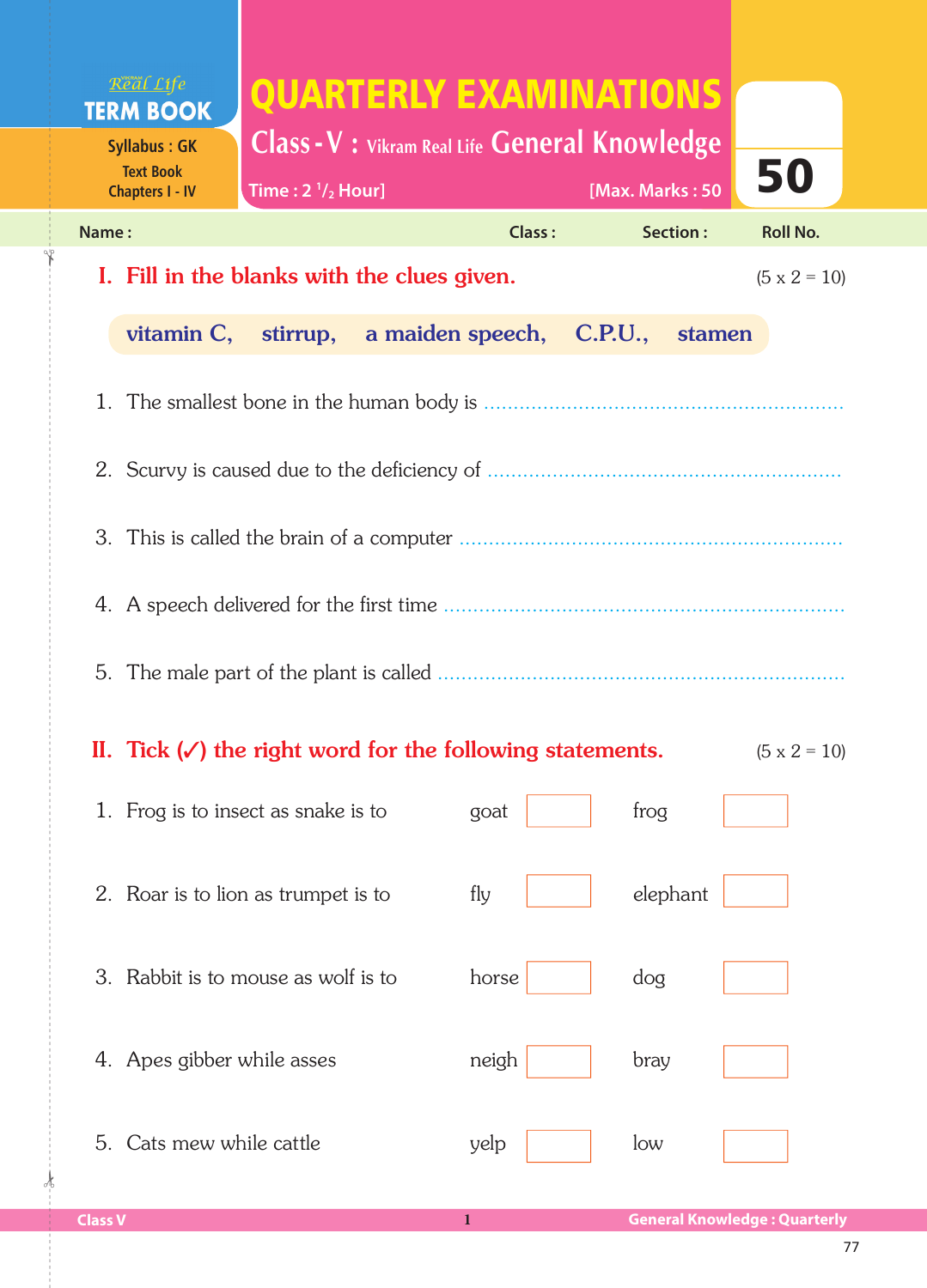Real Life
**TERM BOOK**

Syllabus : GK
Text Book
Chapters I - IV

# QUARTERLY EXAMINATIONS

## Class - V : Vikram Real Life General Knowledge

Time : 2 $^1/_2$ Hour] [Max. Marks : 50

50

Name : Class : Section : Roll No.

## I. Fill in the blanks with the clues given. (5 x 2 = 10)

**vitamin C, stirrup, a maiden speech, C.P.U., stamen**

1. The smallest bone in the human body is ..............................
2. Scurvy is caused due to the deficiency of ..............................
3. This is called the brain of a computer ..............................
4. A speech delivered for the first time ..............................
5. The male part of the plant is called ..............................

## II. Tick (✓) the right word for the following statements. (5 x 2 = 10)

| | | | | | |
|---|---|---|---|---|---|
| 1. Frog is to insect as snake is to | goat | ☐ | frog | ☐ |
| 2. Roar is to lion as trumpet is to | fly | ☐ | elephant | ☐ |
| 3. Rabbit is to mouse as wolf is to | horse | ☐ | dog | ☐ |
| 4. Apes gibber while asses | neigh | ☐ | bray | ☐ |
| 5. Cats mew while cattle | yelp | ☐ | low | ☐ |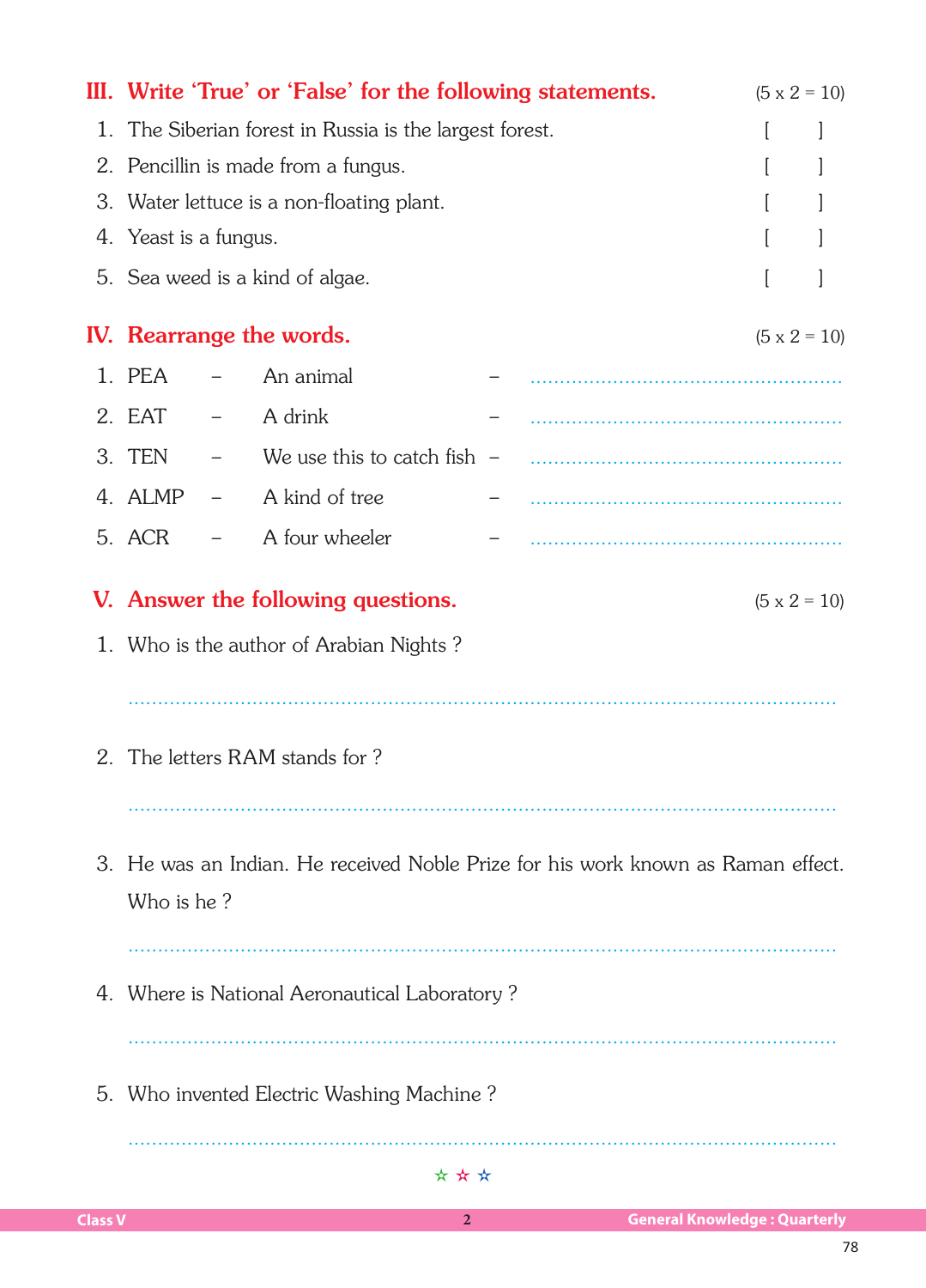## III. Write 'True' or 'False' for the following statements. (5 x 2 = 10)

1. The Siberian forest in Russia is the largest forest. [ ]
2. Pencillin is made from a fungus. [ ]
3. Water lettuce is a non-floating plant. [ ]
4. Yeast is a fungus. [ ]
5. Sea weed is a kind of algae. [ ]

## IV. Rearrange the words. (5 x 2 = 10)

| | | | |
|---|---|---|---|
| 1. PEA | – | An animal | – ............................................ |
| 2. EAT | – | A drink | – ............................................ |
| 3. TEN | – | We use this to catch fish | – ............................................ |
| 4. ALMP | – | A kind of tree | – ............................................ |
| 5. ACR | – | A four wheeler | – ............................................ |

## V. Answer the following questions. (5 x 2 = 10)

1. Who is the author of Arabian Nights ?

   ..........................................................................................................

2. The letters RAM stands for ?

   ..........................................................................................................

3. He was an Indian. He received Noble Prize for his work known as Raman effect. Who is he ?

   ..........................................................................................................

4. Where is National Aeronautical Laboratory ?

   ..........................................................................................................

5. Who invented Electric Washing Machine ?

   ..........................................................................................................

☆ ☆ ☆